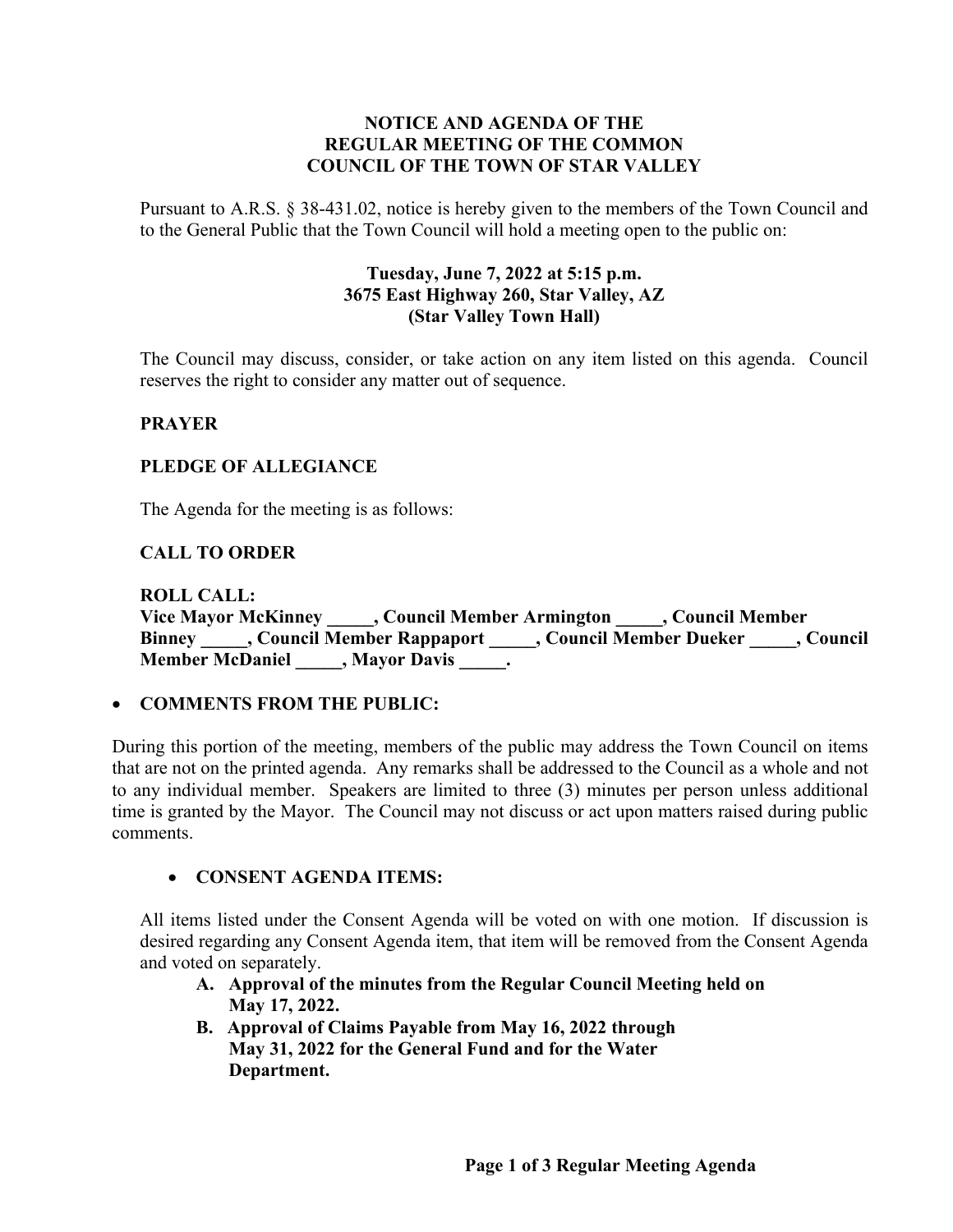**NOTICE AND AGENDA OF THE REGULAR MEETING OF THE COMMON COUNCIL OF THE TOWN OF STAR VALLEY**

Pursuant to A.R.S. § 38-431.02, notice is hereby given to the members of the Town Council and to the General Public that the Town Council will hold a meeting open to the public on:

**Tuesday, June 7, 2022 at 5:15 p.m.**
**3675 East Highway 260, Star Valley, AZ**
**(Star Valley Town Hall)**

The Council may discuss, consider, or take action on any item listed on this agenda. Council reserves the right to consider any matter out of sequence.

**PRAYER**

**PLEDGE OF ALLEGIANCE**

The Agenda for the meeting is as follows:

**CALL TO ORDER**

**ROLL CALL:**
**Vice Mayor McKinney _____, Council Member Armington _____, Council Member Binney _____, Council Member Rappaport _____, Council Member Dueker _____, Council Member McDaniel _____, Mayor Davis _____.**

- **COMMENTS FROM THE PUBLIC:**

During this portion of the meeting, members of the public may address the Town Council on items that are not on the printed agenda. Any remarks shall be addressed to the Council as a whole and not to any individual member. Speakers are limited to three (3) minutes per person unless additional time is granted by the Mayor. The Council may not discuss or act upon matters raised during public comments.

- **CONSENT AGENDA ITEMS:**

All items listed under the Consent Agenda will be voted on with one motion. If discussion is desired regarding any Consent Agenda item, that item will be removed from the Consent Agenda and voted on separately.

A. **Approval of the minutes from the Regular Council Meeting held on May 17, 2022.**
B. **Approval of Claims Payable from May 16, 2022 through May 31, 2022 for the General Fund and for the Water Department.**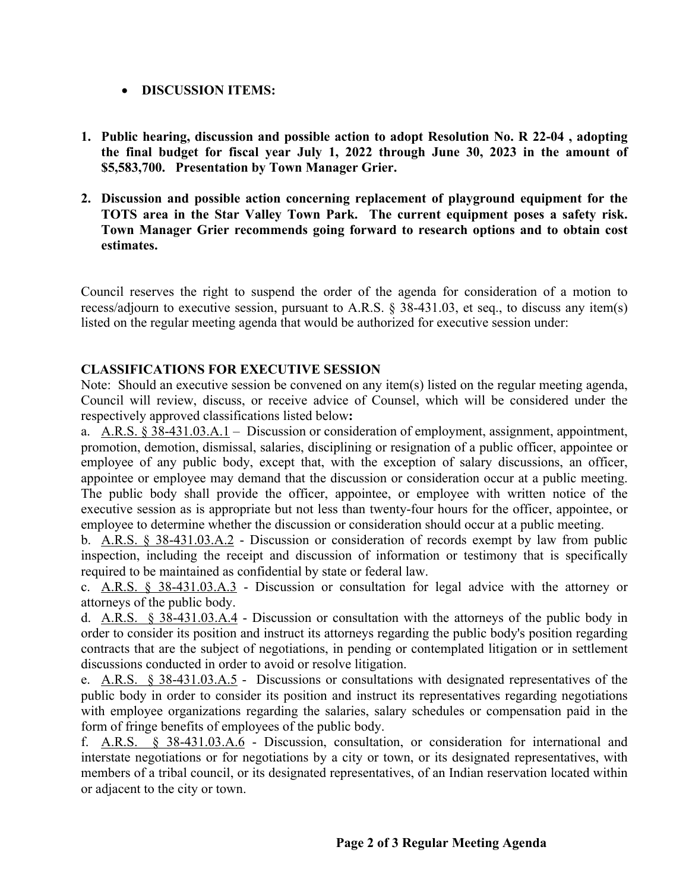- **DISCUSSION ITEMS:**

1. **Public hearing, discussion and possible action to adopt Resolution No. R 22-04 , adopting the final budget for fiscal year July 1, 2022 through June 30, 2023 in the amount of $5,583,700. Presentation by Town Manager Grier.**

2. **Discussion and possible action concerning replacement of playground equipment for the TOTS area in the Star Valley Town Park. The current equipment poses a safety risk. Town Manager Grier recommends going forward to research options and to obtain cost estimates.**

Council reserves the right to suspend the order of the agenda for consideration of a motion to recess/adjourn to executive session, pursuant to A.R.S. § 38-431.03, et seq., to discuss any item(s) listed on the regular meeting agenda that would be authorized for executive session under:

**CLASSIFICATIONS FOR EXECUTIVE SESSION**

Note: Should an executive session be convened on any item(s) listed on the regular meeting agenda, Council will review, discuss, or receive advice of Counsel, which will be considered under the respectively approved classifications listed below**:**

a. A.R.S. § 38-431.03.A.1 – Discussion or consideration of employment, assignment, appointment, promotion, demotion, dismissal, salaries, disciplining or resignation of a public officer, appointee or employee of any public body, except that, with the exception of salary discussions, an officer, appointee or employee may demand that the discussion or consideration occur at a public meeting. The public body shall provide the officer, appointee, or employee with written notice of the executive session as is appropriate but not less than twenty-four hours for the officer, appointee, or employee to determine whether the discussion or consideration should occur at a public meeting.

b. A.R.S. § 38-431.03.A.2 - Discussion or consideration of records exempt by law from public inspection, including the receipt and discussion of information or testimony that is specifically required to be maintained as confidential by state or federal law.

c. A.R.S. § 38-431.03.A.3 - Discussion or consultation for legal advice with the attorney or attorneys of the public body.

d. A.R.S. § 38-431.03.A.4 - Discussion or consultation with the attorneys of the public body in order to consider its position and instruct its attorneys regarding the public body's position regarding contracts that are the subject of negotiations, in pending or contemplated litigation or in settlement discussions conducted in order to avoid or resolve litigation.

e. A.R.S. § 38-431.03.A.5 - Discussions or consultations with designated representatives of the public body in order to consider its position and instruct its representatives regarding negotiations with employee organizations regarding the salaries, salary schedules or compensation paid in the form of fringe benefits of employees of the public body.

f. A.R.S. § 38-431.03.A.6 - Discussion, consultation, or consideration for international and interstate negotiations or for negotiations by a city or town, or its designated representatives, with members of a tribal council, or its designated representatives, of an Indian reservation located within or adjacent to the city or town.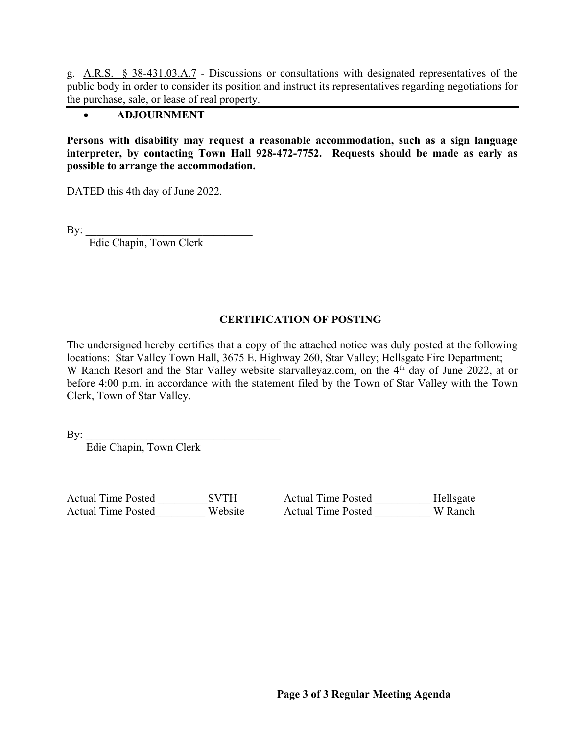g. A.R.S. § 38-431.03.A.7 - Discussions or consultations with designated representatives of the public body in order to consider its position and instruct its representatives regarding negotiations for the purchase, sale, or lease of real property.

- **ADJOURNMENT**

**Persons with disability may request a reasonable accommodation, such as a sign language interpreter, by contacting Town Hall 928-472-7752. Requests should be made as early as possible to arrange the accommodation.**

DATED this 4th day of June 2022.

By: ______________________________
Edie Chapin, Town Clerk

**CERTIFICATION OF POSTING**

The undersigned hereby certifies that a copy of the attached notice was duly posted at the following locations: Star Valley Town Hall, 3675 E. Highway 260, Star Valley; Hellsgate Fire Department; W Ranch Resort and the Star Valley website starvalleyaz.com, on the 4th day of June 2022, at or before 4:00 p.m. in accordance with the statement filed by the Town of Star Valley with the Town Clerk, Town of Star Valley.

By: ____________________________________
Edie Chapin, Town Clerk

Actual Time Posted _________SVTH

Actual Time Posted __________ Hellsgate

Actual Time Posted_________ Website

Actual Time Posted __________ W Ranch